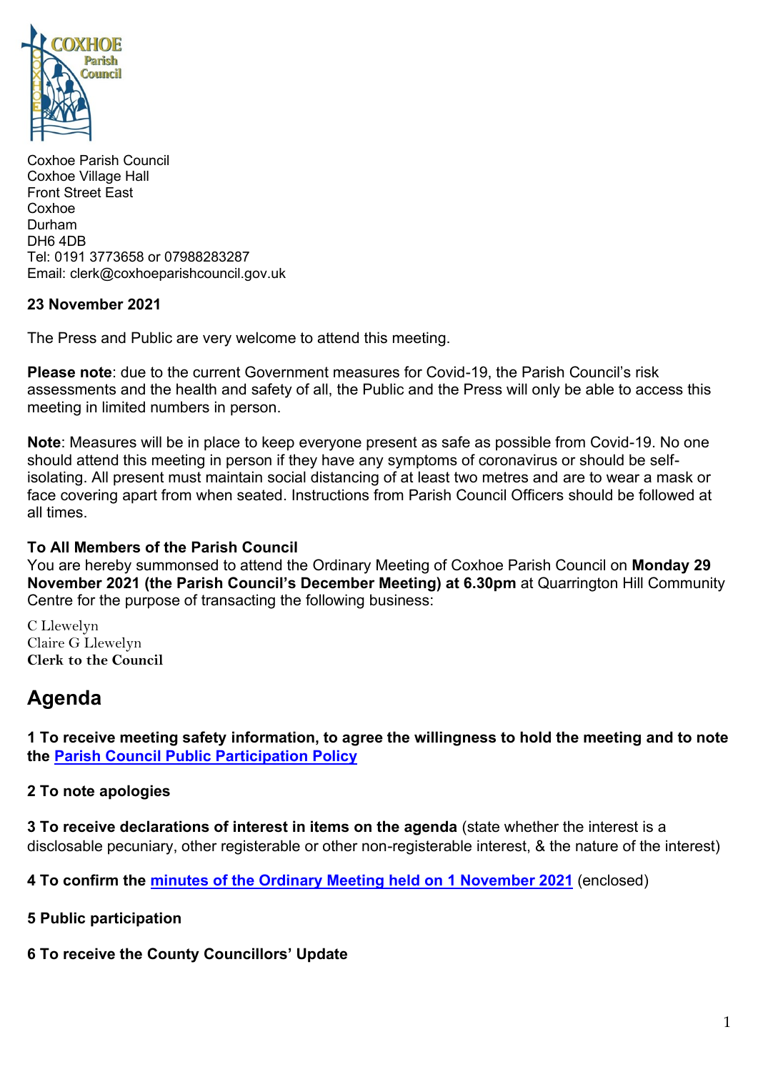Coxhoe Parish Council
Coxhoe Village Hall
Front Street East
Coxhoe
Durham
DH6 4DB
Tel: 0191 3773658 or 07988283287
Email: clerk@coxhoeparishcouncil.gov.uk

**23 November 2021**

The Press and Public are very welcome to attend this meeting.

**Please note**: due to the current Government measures for Covid-19, the Parish Council's risk assessments and the health and safety of all, the Public and the Press will only be able to access this meeting in limited numbers in person.

**Note**: Measures will be in place to keep everyone present as safe as possible from Covid-19. No one should attend this meeting in person if they have any symptoms of coronavirus or should be self-isolating. All present must maintain social distancing of at least two metres and are to wear a mask or face covering apart from when seated. Instructions from Parish Council Officers should be followed at all times.

**To All Members of the Parish Council**
You are hereby summonsed to attend the Ordinary Meeting of Coxhoe Parish Council on **Monday 29 November 2021 (the Parish Council's December Meeting) at 6.30pm** at Quarrington Hill Community Centre for the purpose of transacting the following business:

C Llewelyn
Claire G Llewelyn
**Clerk to the Council**

## Agenda

**1 To receive meeting safety information, to agree the willingness to hold the meeting and to note the Parish Council Public Participation Policy**

**2 To note apologies**

**3 To receive declarations of interest in items on the agenda** (state whether the interest is a disclosable pecuniary, other registerable or other non-registerable interest, & the nature of the interest)

**4 To confirm the minutes of the Ordinary Meeting held on 1 November 2021** (enclosed)

**5 Public participation**

**6 To receive the County Councillors' Update**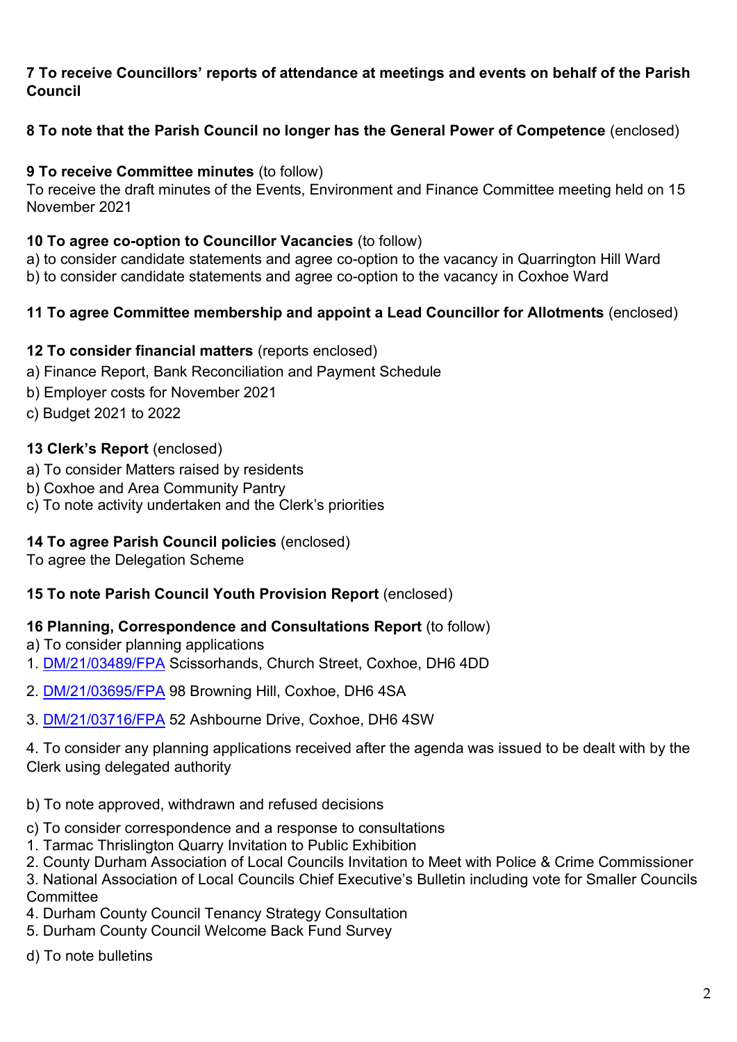**7 To receive Councillors' reports of attendance at meetings and events on behalf of the Parish Council**

**8 To note that the Parish Council no longer has the General Power of Competence** (enclosed)

**9 To receive Committee minutes** (to follow)
To receive the draft minutes of the Events, Environment and Finance Committee meeting held on 15 November 2021

**10 To agree co-option to Councillor Vacancies** (to follow)
a) to consider candidate statements and agree co-option to the vacancy in Quarrington Hill Ward
b) to consider candidate statements and agree co-option to the vacancy in Coxhoe Ward

**11 To agree Committee membership and appoint a Lead Councillor for Allotments** (enclosed)

**12 To consider financial matters** (reports enclosed)
a) Finance Report, Bank Reconciliation and Payment Schedule
b) Employer costs for November 2021
c) Budget 2021 to 2022

**13 Clerk's Report** (enclosed)
a) To consider Matters raised by residents
b) Coxhoe and Area Community Pantry
c) To note activity undertaken and the Clerk's priorities

**14 To agree Parish Council policies** (enclosed)
To agree the Delegation Scheme

**15 To note Parish Council Youth Provision Report** (enclosed)

**16 Planning, Correspondence and Consultations Report** (to follow)
a) To consider planning applications
1. DM/21/03489/FPA Scissorhands, Church Street, Coxhoe, DH6 4DD
2. DM/21/03695/FPA 98 Browning Hill, Coxhoe, DH6 4SA
3. DM/21/03716/FPA 52 Ashbourne Drive, Coxhoe, DH6 4SW
4. To consider any planning applications received after the agenda was issued to be dealt with by the Clerk using delegated authority

b) To note approved, withdrawn and refused decisions

c) To consider correspondence and a response to consultations
1. Tarmac Thrislington Quarry Invitation to Public Exhibition
2. County Durham Association of Local Councils Invitation to Meet with Police & Crime Commissioner
3. National Association of Local Councils Chief Executive's Bulletin including vote for Smaller Councils Committee
4. Durham County Council Tenancy Strategy Consultation
5. Durham County Council Welcome Back Fund Survey

d) To note bulletins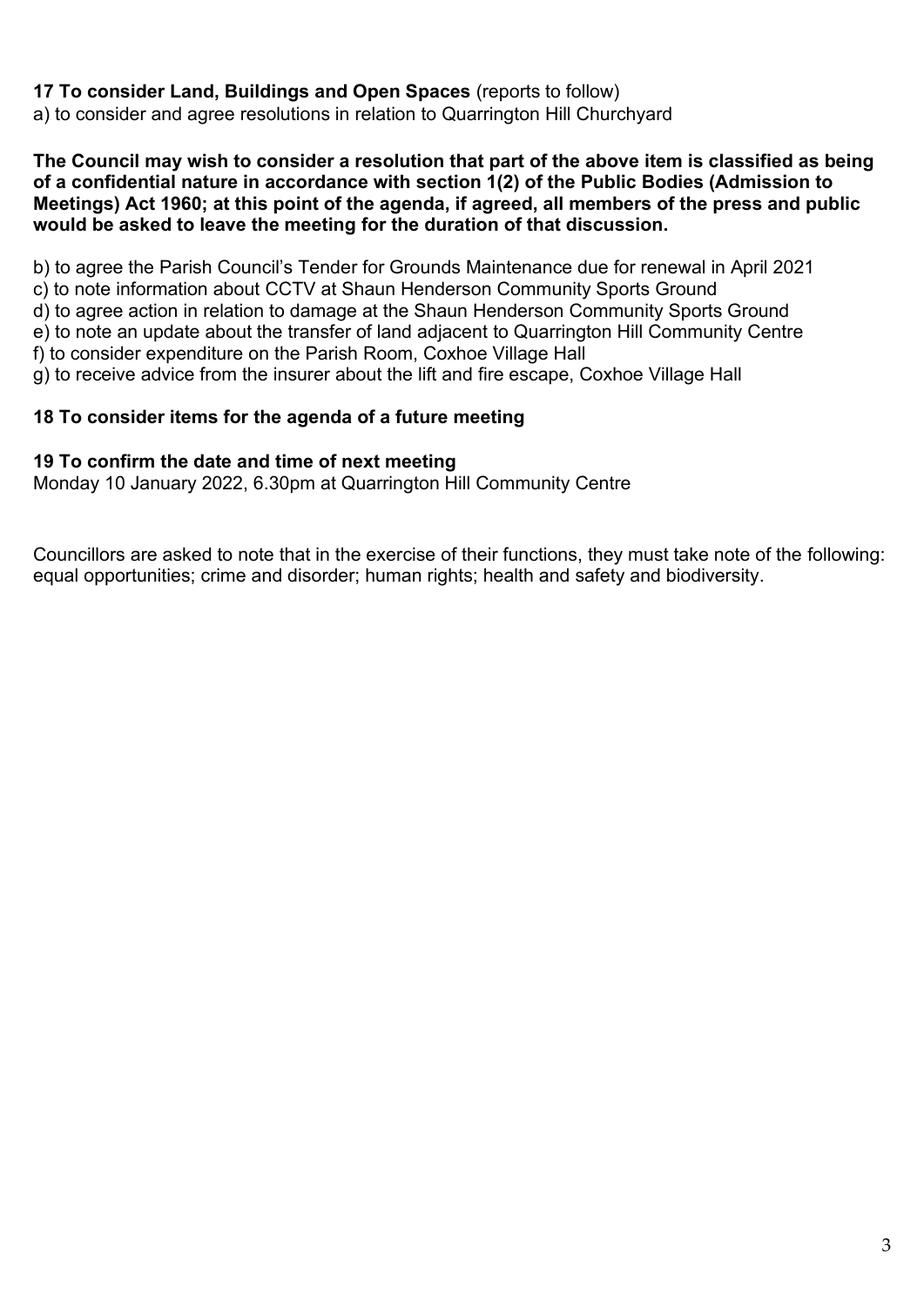**17 To consider Land, Buildings and Open Spaces** (reports to follow)
a) to consider and agree resolutions in relation to Quarrington Hill Churchyard

**The Council may wish to consider a resolution that part of the above item is classified as being of a confidential nature in accordance with section 1(2) of the Public Bodies (Admission to Meetings) Act 1960; at this point of the agenda, if agreed, all members of the press and public would be asked to leave the meeting for the duration of that discussion.**

b) to agree the Parish Council's Tender for Grounds Maintenance due for renewal in April 2021
c) to note information about CCTV at Shaun Henderson Community Sports Ground
d) to agree action in relation to damage at the Shaun Henderson Community Sports Ground
e) to note an update about the transfer of land adjacent to Quarrington Hill Community Centre
f) to consider expenditure on the Parish Room, Coxhoe Village Hall
g) to receive advice from the insurer about the lift and fire escape, Coxhoe Village Hall

**18 To consider items for the agenda of a future meeting**

**19 To confirm the date and time of next meeting**
Monday 10 January 2022, 6.30pm at Quarrington Hill Community Centre

Councillors are asked to note that in the exercise of their functions, they must take note of the following: equal opportunities; crime and disorder; human rights; health and safety and biodiversity.